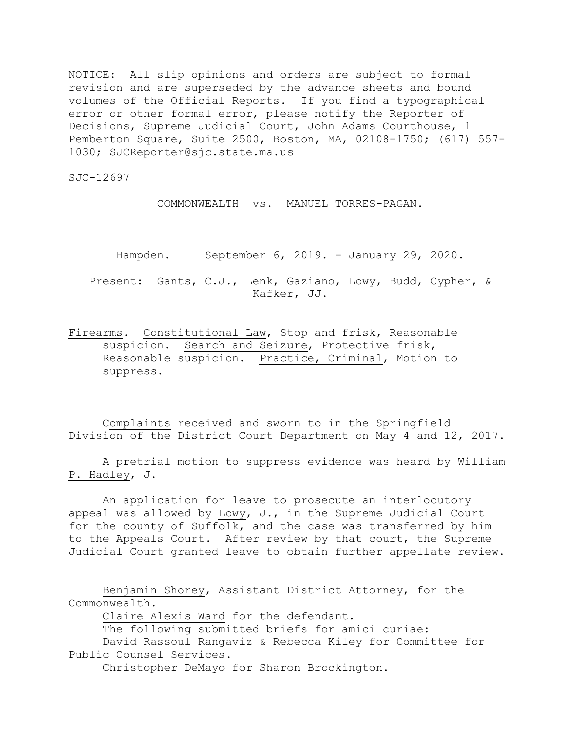NOTICE: All slip opinions and orders are subject to formal revision and are superseded by the advance sheets and bound volumes of the Official Reports. If you find a typographical error or other formal error, please notify the Reporter of Decisions, Supreme Judicial Court, John Adams Courthouse, 1 Pemberton Square, Suite 2500, Boston, MA, 02108-1750; (617) 557-1030; SJCReporter@sjc.state.ma.us

SJC-12697

COMMONWEALTH vs. MANUEL TORRES-PAGAN.

Hampden. September 6, 2019. - January 29, 2020.

Present: Gants, C.J., Lenk, Gaziano, Lowy, Budd, Cypher, & Kafker, JJ.

Firearms. Constitutional Law, Stop and frisk, Reasonable suspicion. Search and Seizure, Protective frisk, Reasonable suspicion. Practice, Criminal, Motion to suppress.

Complaints received and sworn to in the Springfield Division of the District Court Department on May 4 and 12, 2017.

A pretrial motion to suppress evidence was heard by William P. Hadley, J.

An application for leave to prosecute an interlocutory appeal was allowed by Lowy, J., in the Supreme Judicial Court for the county of Suffolk, and the case was transferred by him to the Appeals Court. After review by that court, the Supreme Judicial Court granted leave to obtain further appellate review.

Benjamin Shorey, Assistant District Attorney, for the Commonwealth.
Claire Alexis Ward for the defendant.
The following submitted briefs for amici curiae:
David Rassoul Rangaviz & Rebecca Kiley for Committee for Public Counsel Services.
Christopher DeMayo for Sharon Brockington.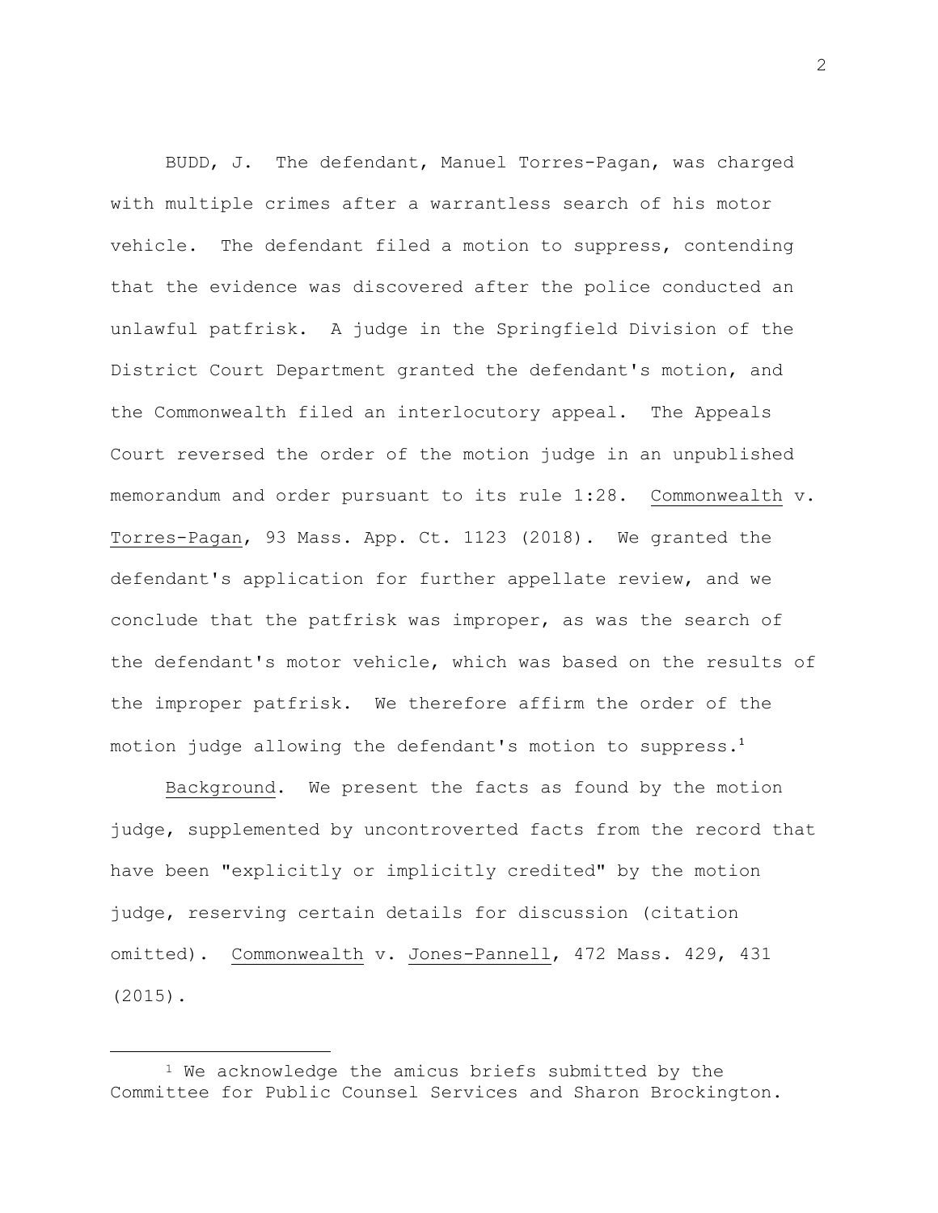BUDD, J. The defendant, Manuel Torres-Pagan, was charged with multiple crimes after a warrantless search of his motor vehicle. The defendant filed a motion to suppress, contending that the evidence was discovered after the police conducted an unlawful patfrisk. A judge in the Springfield Division of the District Court Department granted the defendant's motion, and the Commonwealth filed an interlocutory appeal. The Appeals Court reversed the order of the motion judge in an unpublished memorandum and order pursuant to its rule 1:28. Commonwealth v. Torres-Pagan, 93 Mass. App. Ct. 1123 (2018). We granted the defendant's application for further appellate review, and we conclude that the patfrisk was improper, as was the search of the defendant's motor vehicle, which was based on the results of the improper patfrisk. We therefore affirm the order of the motion judge allowing the defendant's motion to suppress.[1]

Background. We present the facts as found by the motion judge, supplemented by uncontroverted facts from the record that have been "explicitly or implicitly credited" by the motion judge, reserving certain details for discussion (citation omitted). Commonwealth v. Jones-Pannell, 472 Mass. 429, 431 (2015).

---

[1] We acknowledge the amicus briefs submitted by the Committee for Public Counsel Services and Sharon Brockington.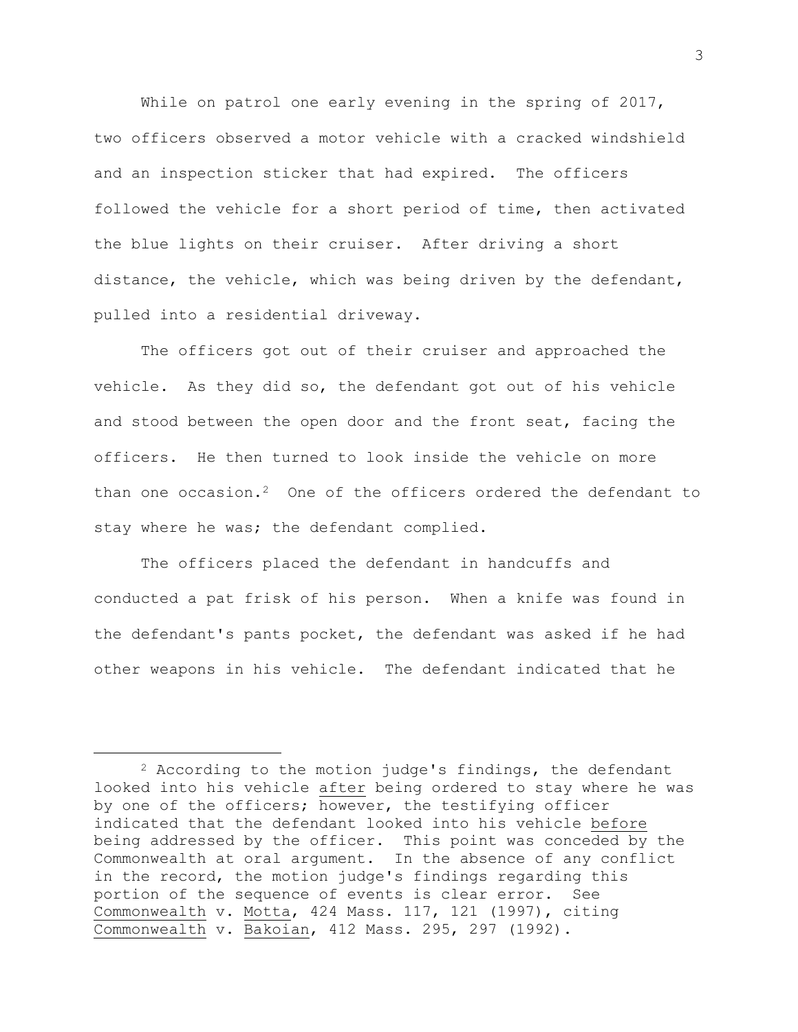While on patrol one early evening in the spring of 2017, two officers observed a motor vehicle with a cracked windshield and an inspection sticker that had expired. The officers followed the vehicle for a short period of time, then activated the blue lights on their cruiser. After driving a short distance, the vehicle, which was being driven by the defendant, pulled into a residential driveway.

The officers got out of their cruiser and approached the vehicle. As they did so, the defendant got out of his vehicle and stood between the open door and the front seat, facing the officers. He then turned to look inside the vehicle on more than one occasion.[2] One of the officers ordered the defendant to stay where he was; the defendant complied.

The officers placed the defendant in handcuffs and conducted a pat frisk of his person. When a knife was found in the defendant's pants pocket, the defendant was asked if he had other weapons in his vehicle. The defendant indicated that he

---

[2] According to the motion judge's findings, the defendant looked into his vehicle after being ordered to stay where he was by one of the officers; however, the testifying officer indicated that the defendant looked into his vehicle before being addressed by the officer. This point was conceded by the Commonwealth at oral argument. In the absence of any conflict in the record, the motion judge's findings regarding this portion of the sequence of events is clear error. See Commonwealth v. Motta, 424 Mass. 117, 121 (1997), citing Commonwealth v. Bakoian, 412 Mass. 295, 297 (1992).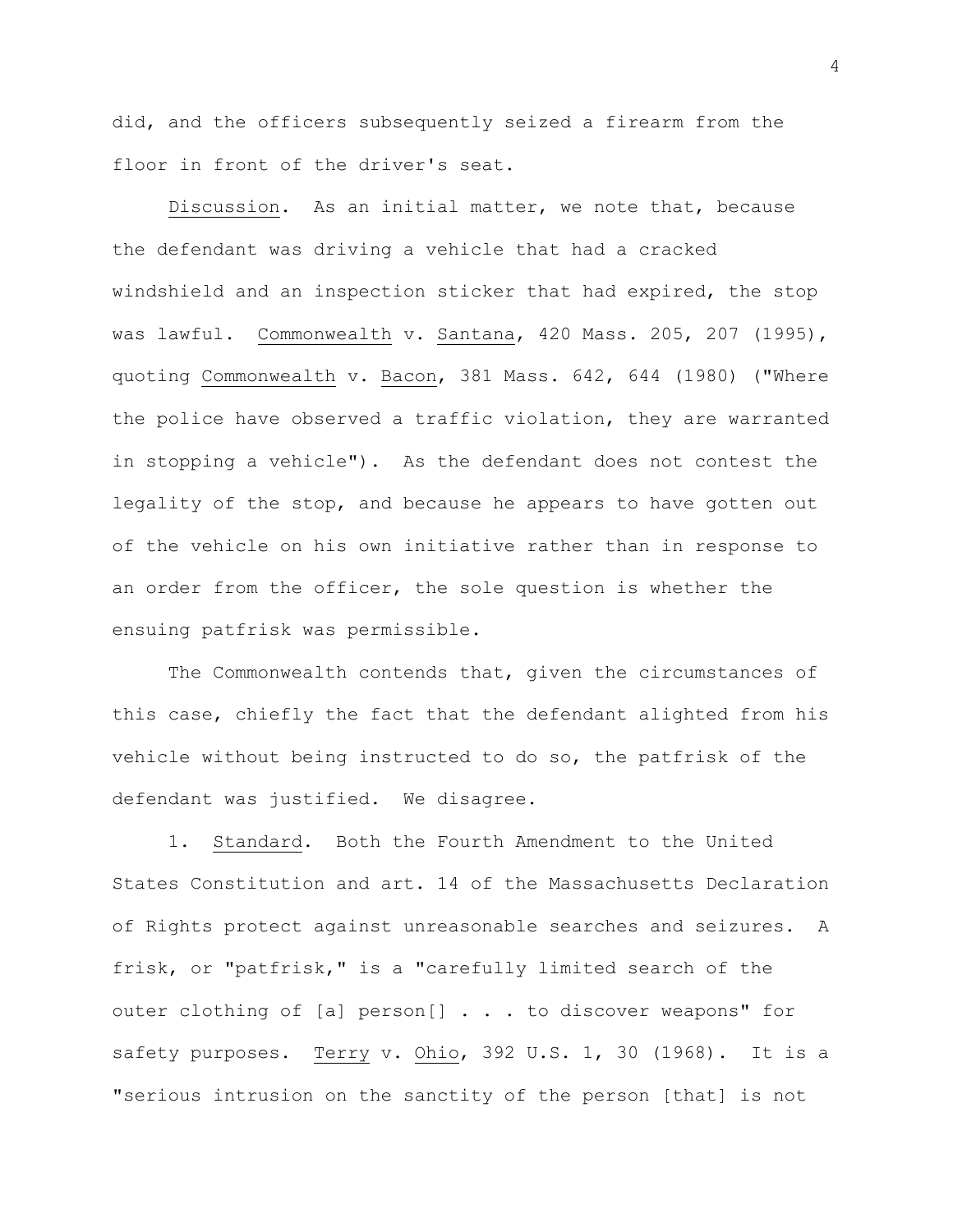did, and the officers subsequently seized a firearm from the floor in front of the driver's seat.

Discussion. As an initial matter, we note that, because the defendant was driving a vehicle that had a cracked windshield and an inspection sticker that had expired, the stop was lawful. Commonwealth v. Santana, 420 Mass. 205, 207 (1995), quoting Commonwealth v. Bacon, 381 Mass. 642, 644 (1980) ("Where the police have observed a traffic violation, they are warranted in stopping a vehicle"). As the defendant does not contest the legality of the stop, and because he appears to have gotten out of the vehicle on his own initiative rather than in response to an order from the officer, the sole question is whether the ensuing patfrisk was permissible.

The Commonwealth contends that, given the circumstances of this case, chiefly the fact that the defendant alighted from his vehicle without being instructed to do so, the patfrisk of the defendant was justified. We disagree.

1. Standard. Both the Fourth Amendment to the United States Constitution and art. 14 of the Massachusetts Declaration of Rights protect against unreasonable searches and seizures. A frisk, or "patfrisk," is a "carefully limited search of the outer clothing of [a] person[] . . . to discover weapons" for safety purposes. Terry v. Ohio, 392 U.S. 1, 30 (1968). It is a "serious intrusion on the sanctity of the person [that] is not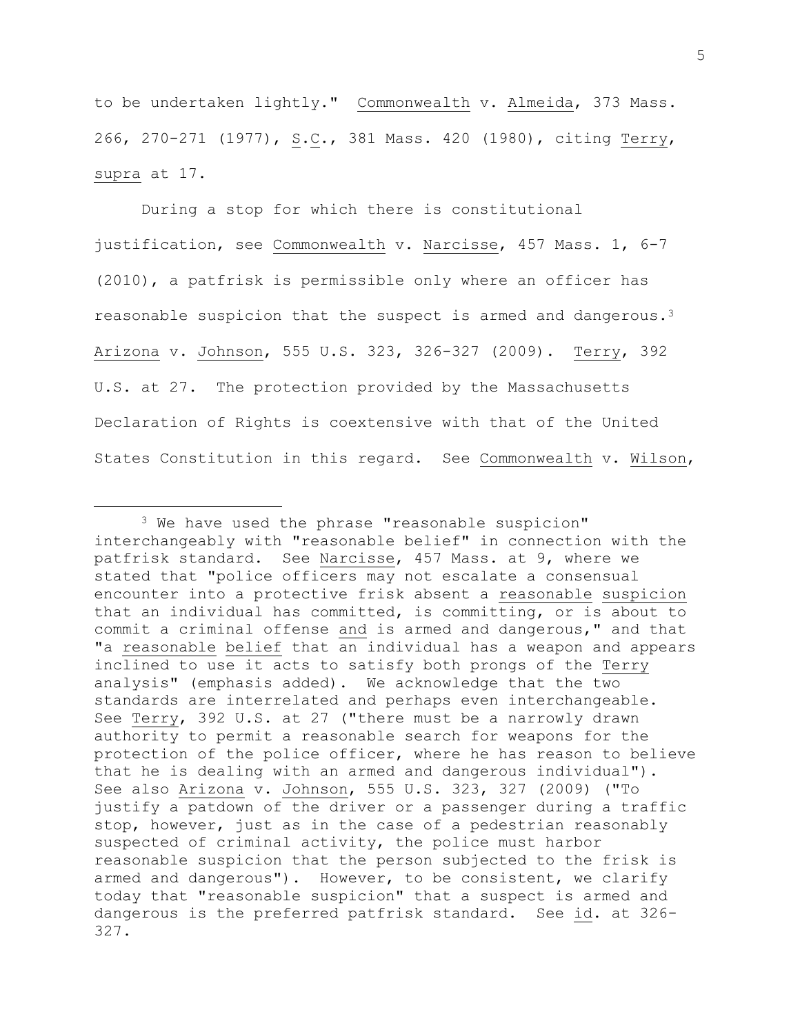to be undertaken lightly." Commonwealth v. Almeida, 373 Mass. 266, 270-271 (1977), S.C., 381 Mass. 420 (1980), citing Terry, supra at 17.

During a stop for which there is constitutional justification, see Commonwealth v. Narcisse, 457 Mass. 1, 6-7 (2010), a patfrisk is permissible only where an officer has reasonable suspicion that the suspect is armed and dangerous.[3] Arizona v. Johnson, 555 U.S. 323, 326-327 (2009). Terry, 392 U.S. at 27. The protection provided by the Massachusetts Declaration of Rights is coextensive with that of the United States Constitution in this regard. See Commonwealth v. Wilson,

---

[3] We have used the phrase "reasonable suspicion" interchangeably with "reasonable belief" in connection with the patfrisk standard. See Narcisse, 457 Mass. at 9, where we stated that "police officers may not escalate a consensual encounter into a protective frisk absent a reasonable suspicion that an individual has committed, is committing, or is about to commit a criminal offense and is armed and dangerous," and that "a reasonable belief that an individual has a weapon and appears inclined to use it acts to satisfy both prongs of the Terry analysis" (emphasis added). We acknowledge that the two standards are interrelated and perhaps even interchangeable. See Terry, 392 U.S. at 27 ("there must be a narrowly drawn authority to permit a reasonable search for weapons for the protection of the police officer, where he has reason to believe that he is dealing with an armed and dangerous individual"). See also Arizona v. Johnson, 555 U.S. 323, 327 (2009) ("To justify a patdown of the driver or a passenger during a traffic stop, however, just as in the case of a pedestrian reasonably suspected of criminal activity, the police must harbor reasonable suspicion that the person subjected to the frisk is armed and dangerous"). However, to be consistent, we clarify today that "reasonable suspicion" that a suspect is armed and dangerous is the preferred patfrisk standard. See id. at 326-327.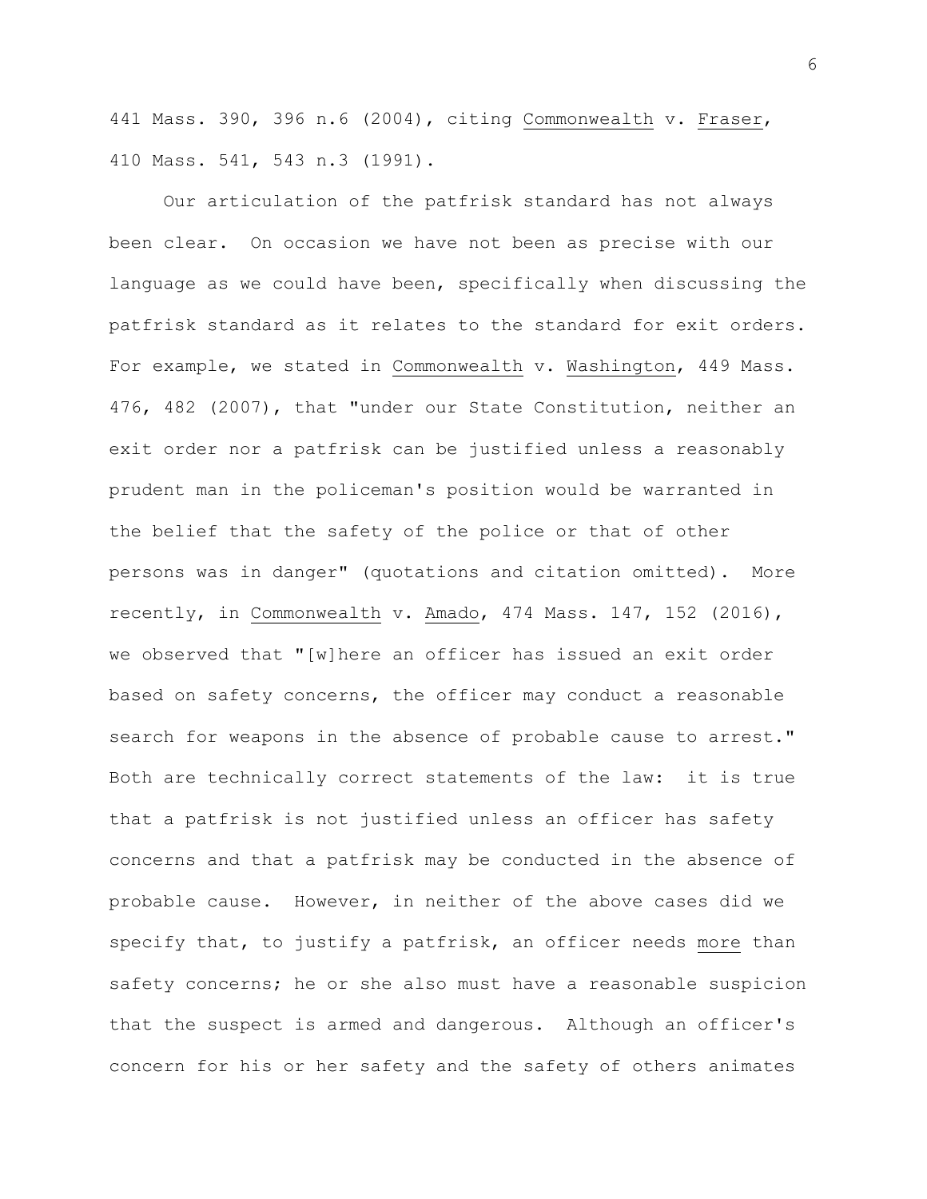441 Mass. 390, 396 n.6 (2004), citing _Commonwealth_ v. _Fraser_, 410 Mass. 541, 543 n.3 (1991).

Our articulation of the patfrisk standard has not always been clear. On occasion we have not been as precise with our language as we could have been, specifically when discussing the patfrisk standard as it relates to the standard for exit orders. For example, we stated in _Commonwealth_ v. _Washington_, 449 Mass. 476, 482 (2007), that "under our State Constitution, neither an exit order nor a patfrisk can be justified unless a reasonably prudent man in the policeman's position would be warranted in the belief that the safety of the police or that of other persons was in danger" (quotations and citation omitted). More recently, in _Commonwealth_ v. _Amado_, 474 Mass. 147, 152 (2016), we observed that "[w]here an officer has issued an exit order based on safety concerns, the officer may conduct a reasonable search for weapons in the absence of probable cause to arrest." Both are technically correct statements of the law: it is true that a patfrisk is not justified unless an officer has safety concerns and that a patfrisk may be conducted in the absence of probable cause. However, in neither of the above cases did we specify that, to justify a patfrisk, an officer needs _more_ than safety concerns; he or she also must have a reasonable suspicion that the suspect is armed and dangerous. Although an officer's concern for his or her safety and the safety of others animates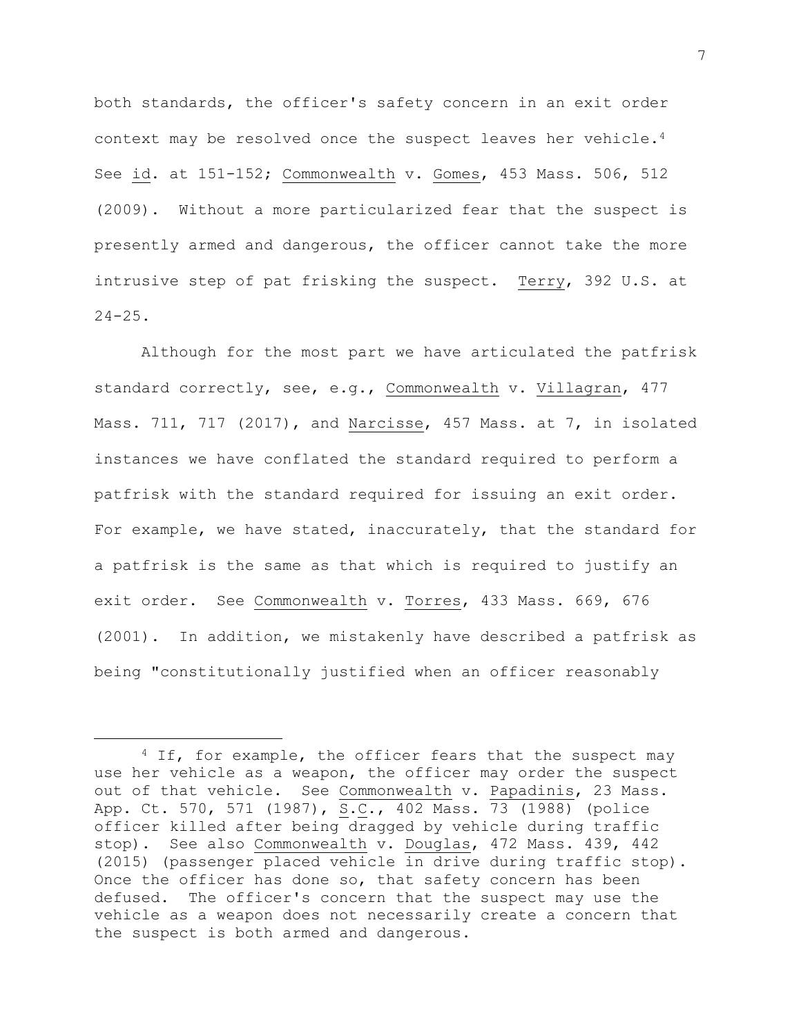both standards, the officer's safety concern in an exit order context may be resolved once the suspect leaves her vehicle.[4] See id. at 151-152; Commonwealth v. Gomes, 453 Mass. 506, 512 (2009). Without a more particularized fear that the suspect is presently armed and dangerous, the officer cannot take the more intrusive step of pat frisking the suspect. Terry, 392 U.S. at 24-25.

Although for the most part we have articulated the patfrisk standard correctly, see, e.g., Commonwealth v. Villagran, 477 Mass. 711, 717 (2017), and Narcisse, 457 Mass. at 7, in isolated instances we have conflated the standard required to perform a patfrisk with the standard required for issuing an exit order. For example, we have stated, inaccurately, that the standard for a patfrisk is the same as that which is required to justify an exit order. See Commonwealth v. Torres, 433 Mass. 669, 676 (2001). In addition, we mistakenly have described a patfrisk as being "constitutionally justified when an officer reasonably

---

[4] If, for example, the officer fears that the suspect may use her vehicle as a weapon, the officer may order the suspect out of that vehicle. See Commonwealth v. Papadinis, 23 Mass. App. Ct. 570, 571 (1987), S.C., 402 Mass. 73 (1988) (police officer killed after being dragged by vehicle during traffic stop). See also Commonwealth v. Douglas, 472 Mass. 439, 442 (2015) (passenger placed vehicle in drive during traffic stop). Once the officer has done so, that safety concern has been defused. The officer's concern that the suspect may use the vehicle as a weapon does not necessarily create a concern that the suspect is both armed and dangerous.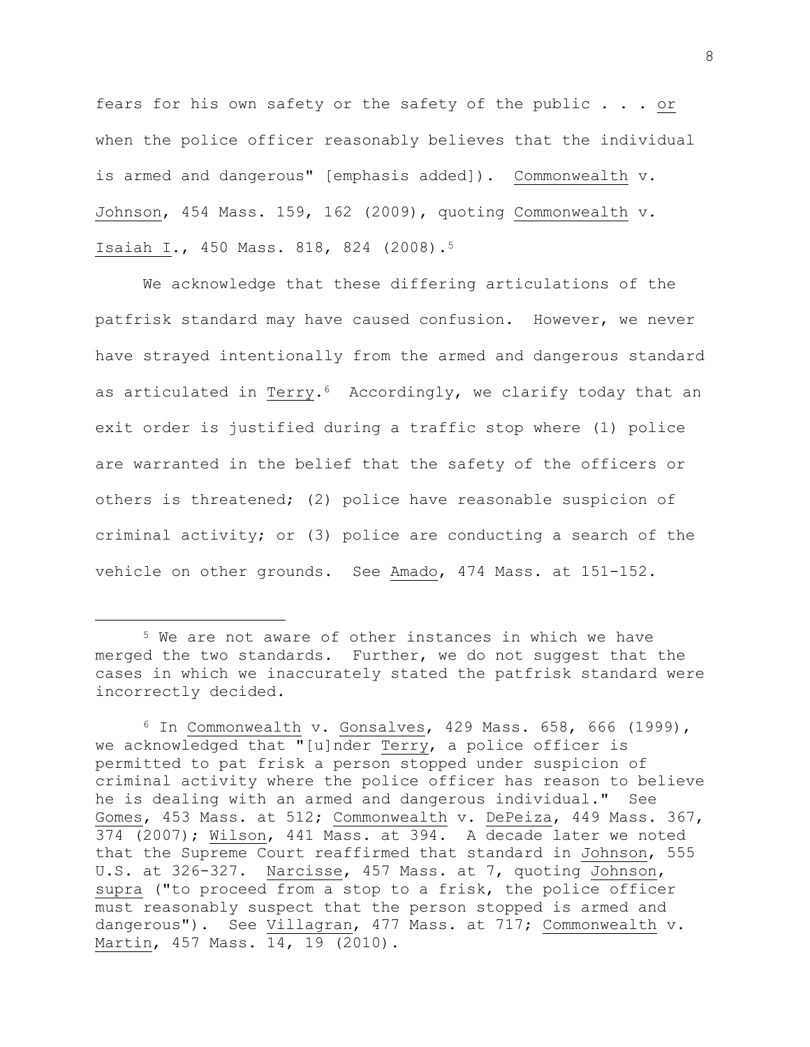fears for his own safety or the safety of the public . . . or when the police officer reasonably believes that the individual is armed and dangerous" [emphasis added]). Commonwealth v. Johnson, 454 Mass. 159, 162 (2009), quoting Commonwealth v. Isaiah I., 450 Mass. 818, 824 (2008).[5]

We acknowledge that these differing articulations of the patfrisk standard may have caused confusion. However, we never have strayed intentionally from the armed and dangerous standard as articulated in Terry.[6] Accordingly, we clarify today that an exit order is justified during a traffic stop where (1) police are warranted in the belief that the safety of the officers or others is threatened; (2) police have reasonable suspicion of criminal activity; or (3) police are conducting a search of the vehicle on other grounds. See Amado, 474 Mass. at 151-152.

---

[5] We are not aware of other instances in which we have merged the two standards. Further, we do not suggest that the cases in which we inaccurately stated the patfrisk standard were incorrectly decided.

[6] In Commonwealth v. Gonsalves, 429 Mass. 658, 666 (1999), we acknowledged that "[u]nder Terry, a police officer is permitted to pat frisk a person stopped under suspicion of criminal activity where the police officer has reason to believe he is dealing with an armed and dangerous individual." See Gomes, 453 Mass. at 512; Commonwealth v. DePeiza, 449 Mass. 367, 374 (2007); Wilson, 441 Mass. at 394. A decade later we noted that the Supreme Court reaffirmed that standard in Johnson, 555 U.S. at 326-327. Narcisse, 457 Mass. at 7, quoting Johnson, supra ("to proceed from a stop to a frisk, the police officer must reasonably suspect that the person stopped is armed and dangerous"). See Villagran, 477 Mass. at 717; Commonwealth v. Martin, 457 Mass. 14, 19 (2010).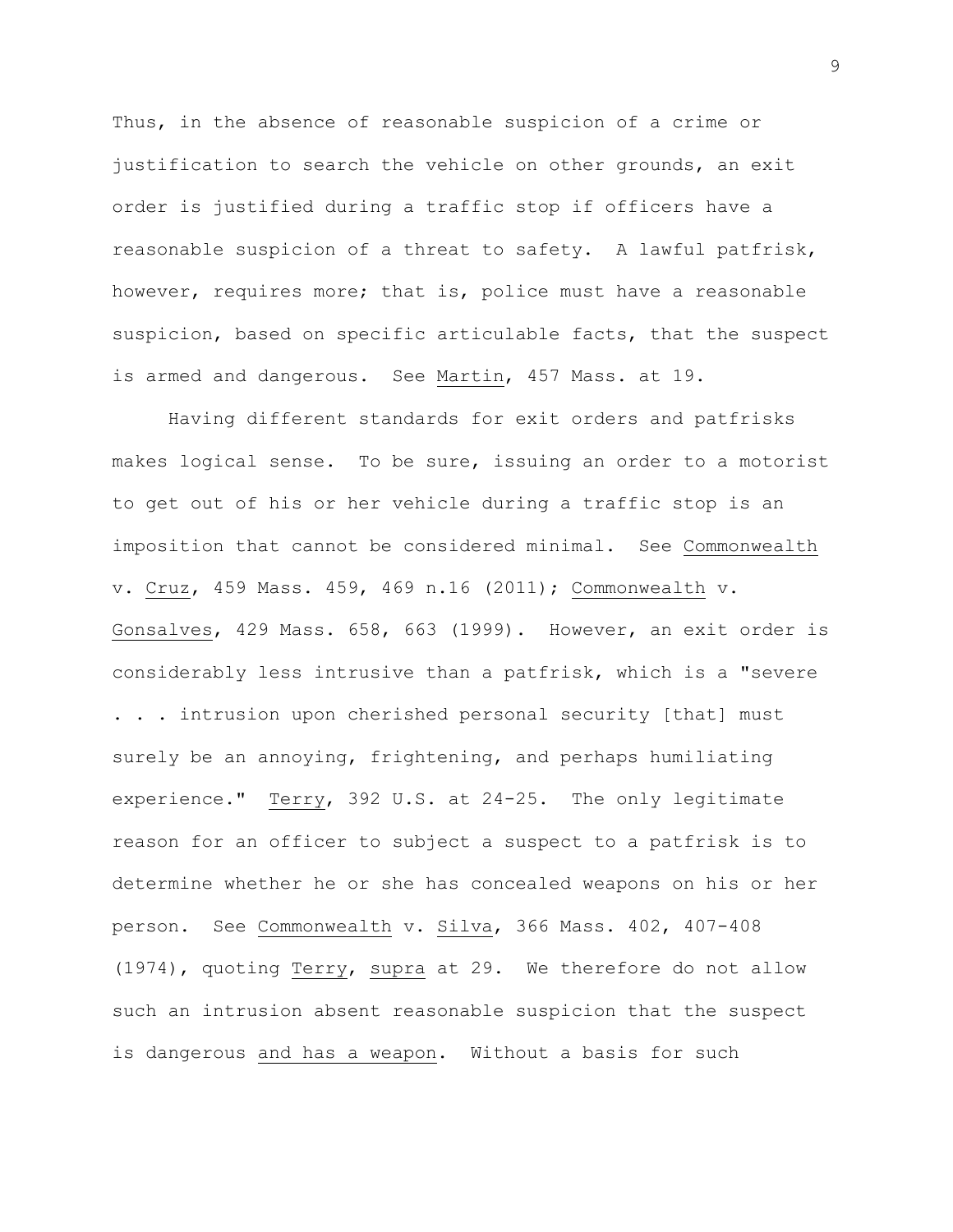Thus, in the absence of reasonable suspicion of a crime or justification to search the vehicle on other grounds, an exit order is justified during a traffic stop if officers have a reasonable suspicion of a threat to safety. A lawful patfrisk, however, requires more; that is, police must have a reasonable suspicion, based on specific articulable facts, that the suspect is armed and dangerous. See Martin, 457 Mass. at 19.

Having different standards for exit orders and patfrisks makes logical sense. To be sure, issuing an order to a motorist to get out of his or her vehicle during a traffic stop is an imposition that cannot be considered minimal. See Commonwealth v. Cruz, 459 Mass. 459, 469 n.16 (2011); Commonwealth v. Gonsalves, 429 Mass. 658, 663 (1999). However, an exit order is considerably less intrusive than a patfrisk, which is a "severe . . . intrusion upon cherished personal security [that] must surely be an annoying, frightening, and perhaps humiliating experience." Terry, 392 U.S. at 24-25. The only legitimate reason for an officer to subject a suspect to a patfrisk is to determine whether he or she has concealed weapons on his or her person. See Commonwealth v. Silva, 366 Mass. 402, 407-408 (1974), quoting Terry, supra at 29. We therefore do not allow such an intrusion absent reasonable suspicion that the suspect is dangerous and has a weapon. Without a basis for such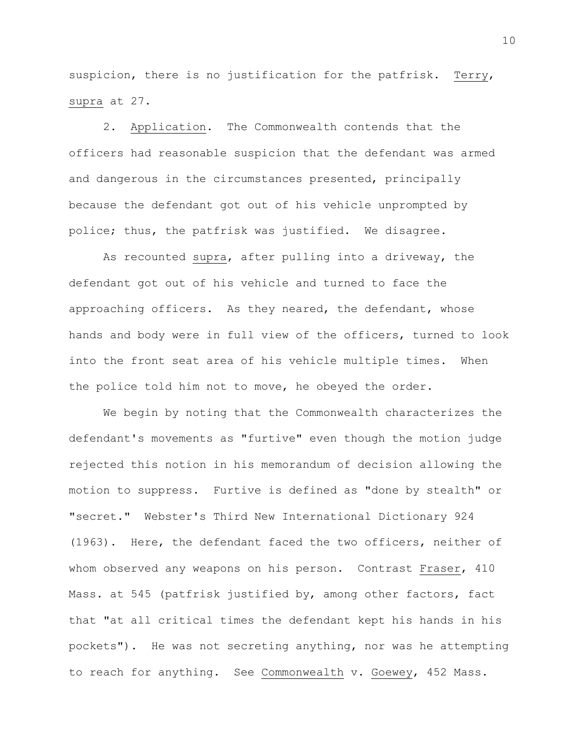suspicion, there is no justification for the patfrisk. _Terry_, _supra_ at 27.

2. _Application_. The Commonwealth contends that the officers had reasonable suspicion that the defendant was armed and dangerous in the circumstances presented, principally because the defendant got out of his vehicle unprompted by police; thus, the patfrisk was justified. We disagree.

As recounted _supra_, after pulling into a driveway, the defendant got out of his vehicle and turned to face the approaching officers. As they neared, the defendant, whose hands and body were in full view of the officers, turned to look into the front seat area of his vehicle multiple times. When the police told him not to move, he obeyed the order.

We begin by noting that the Commonwealth characterizes the defendant's movements as "furtive" even though the motion judge rejected this notion in his memorandum of decision allowing the motion to suppress. Furtive is defined as "done by stealth" or "secret." Webster's Third New International Dictionary 924 (1963). Here, the defendant faced the two officers, neither of whom observed any weapons on his person. Contrast _Fraser_, 410 Mass. at 545 (patfrisk justified by, among other factors, fact that "at all critical times the defendant kept his hands in his pockets"). He was not secreting anything, nor was he attempting to reach for anything. See _Commonwealth_ v. _Goewey_, 452 Mass.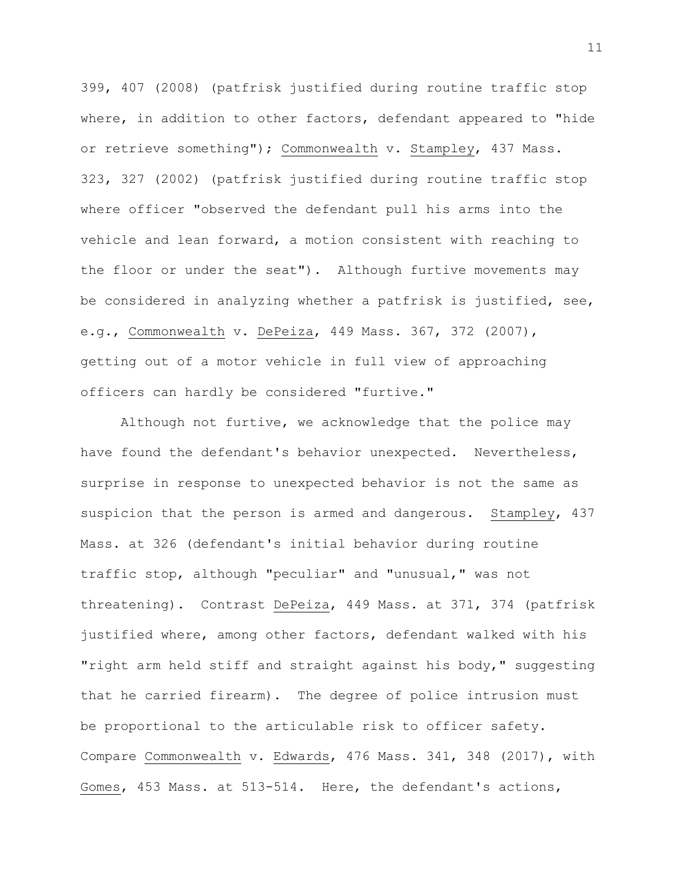399, 407 (2008) (patfrisk justified during routine traffic stop where, in addition to other factors, defendant appeared to "hide or retrieve something"); Commonwealth v. Stampley, 437 Mass. 323, 327 (2002) (patfrisk justified during routine traffic stop where officer "observed the defendant pull his arms into the vehicle and lean forward, a motion consistent with reaching to the floor or under the seat"). Although furtive movements may be considered in analyzing whether a patfrisk is justified, see, e.g., Commonwealth v. DePeiza, 449 Mass. 367, 372 (2007), getting out of a motor vehicle in full view of approaching officers can hardly be considered "furtive."

Although not furtive, we acknowledge that the police may have found the defendant's behavior unexpected. Nevertheless, surprise in response to unexpected behavior is not the same as suspicion that the person is armed and dangerous. Stampley, 437 Mass. at 326 (defendant's initial behavior during routine traffic stop, although "peculiar" and "unusual," was not threatening). Contrast DePeiza, 449 Mass. at 371, 374 (patfrisk justified where, among other factors, defendant walked with his "right arm held stiff and straight against his body," suggesting that he carried firearm). The degree of police intrusion must be proportional to the articulable risk to officer safety. Compare Commonwealth v. Edwards, 476 Mass. 341, 348 (2017), with Gomes, 453 Mass. at 513-514. Here, the defendant's actions,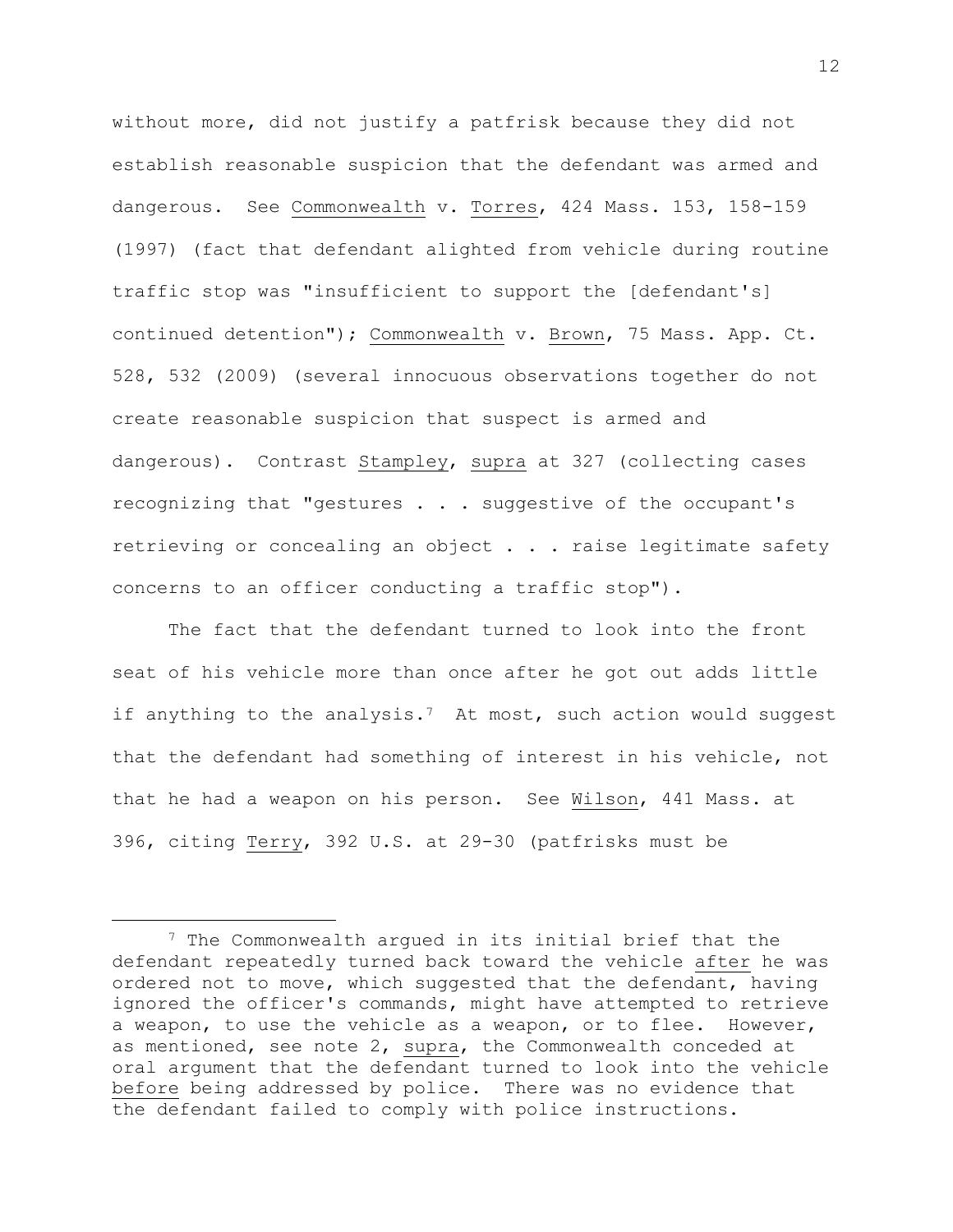without more, did not justify a patfrisk because they did not establish reasonable suspicion that the defendant was armed and dangerous. See Commonwealth v. Torres, 424 Mass. 153, 158-159 (1997) (fact that defendant alighted from vehicle during routine traffic stop was "insufficient to support the [defendant's] continued detention"); Commonwealth v. Brown, 75 Mass. App. Ct. 528, 532 (2009) (several innocuous observations together do not create reasonable suspicion that suspect is armed and dangerous). Contrast Stampley, supra at 327 (collecting cases recognizing that "gestures . . . suggestive of the occupant's retrieving or concealing an object . . . raise legitimate safety concerns to an officer conducting a traffic stop").

The fact that the defendant turned to look into the front seat of his vehicle more than once after he got out adds little if anything to the analysis.[7] At most, such action would suggest that the defendant had something of interest in his vehicle, not that he had a weapon on his person. See Wilson, 441 Mass. at 396, citing Terry, 392 U.S. at 29-30 (patfrisks must be

---

[7] The Commonwealth argued in its initial brief that the defendant repeatedly turned back toward the vehicle after he was ordered not to move, which suggested that the defendant, having ignored the officer's commands, might have attempted to retrieve a weapon, to use the vehicle as a weapon, or to flee. However, as mentioned, see note 2, supra, the Commonwealth conceded at oral argument that the defendant turned to look into the vehicle before being addressed by police. There was no evidence that the defendant failed to comply with police instructions.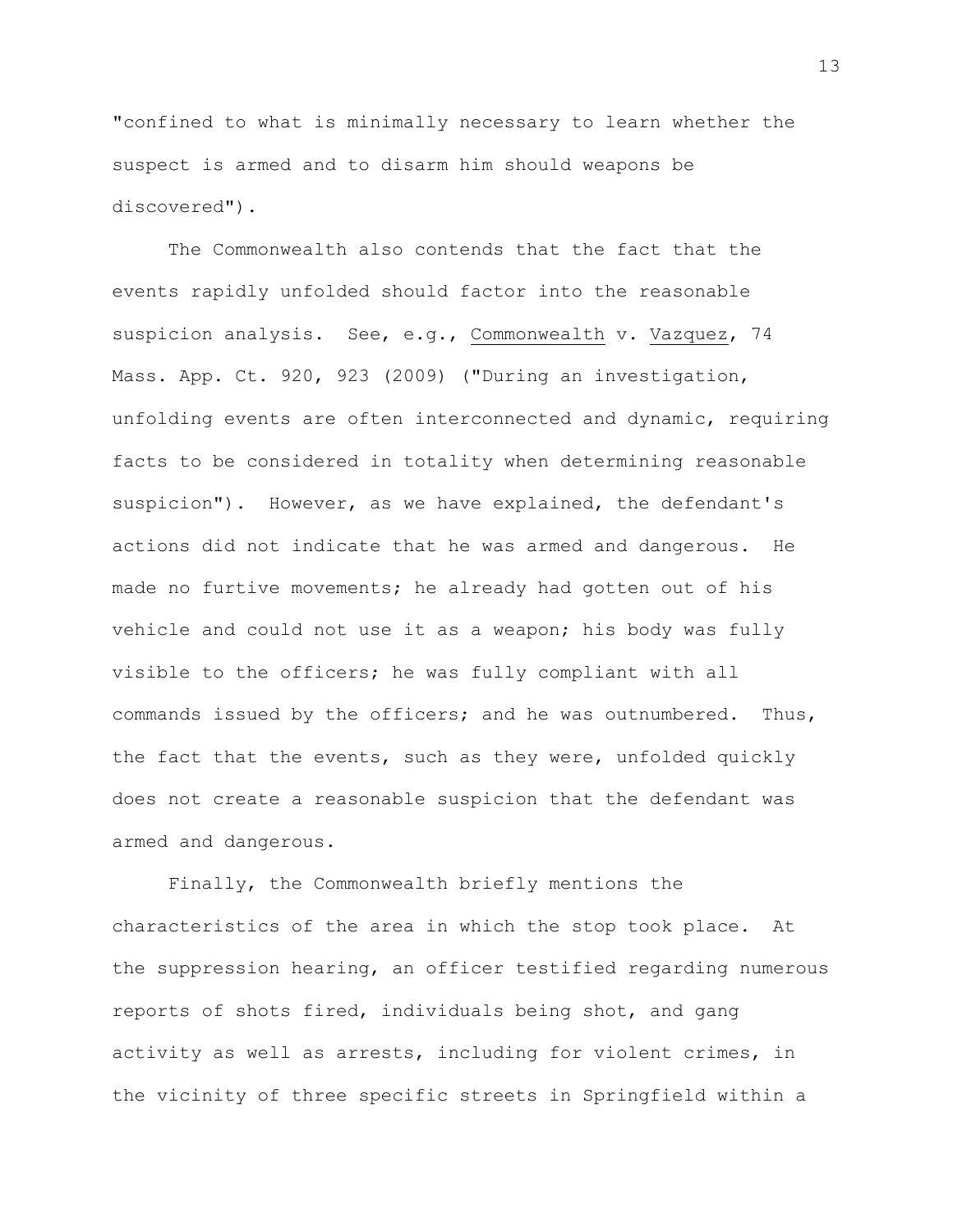"confined to what is minimally necessary to learn whether the suspect is armed and to disarm him should weapons be discovered").

The Commonwealth also contends that the fact that the events rapidly unfolded should factor into the reasonable suspicion analysis. See, e.g., Commonwealth v. Vazquez, 74 Mass. App. Ct. 920, 923 (2009) ("During an investigation, unfolding events are often interconnected and dynamic, requiring facts to be considered in totality when determining reasonable suspicion"). However, as we have explained, the defendant's actions did not indicate that he was armed and dangerous. He made no furtive movements; he already had gotten out of his vehicle and could not use it as a weapon; his body was fully visible to the officers; he was fully compliant with all commands issued by the officers; and he was outnumbered. Thus, the fact that the events, such as they were, unfolded quickly does not create a reasonable suspicion that the defendant was armed and dangerous.

Finally, the Commonwealth briefly mentions the characteristics of the area in which the stop took place. At the suppression hearing, an officer testified regarding numerous reports of shots fired, individuals being shot, and gang activity as well as arrests, including for violent crimes, in the vicinity of three specific streets in Springfield within a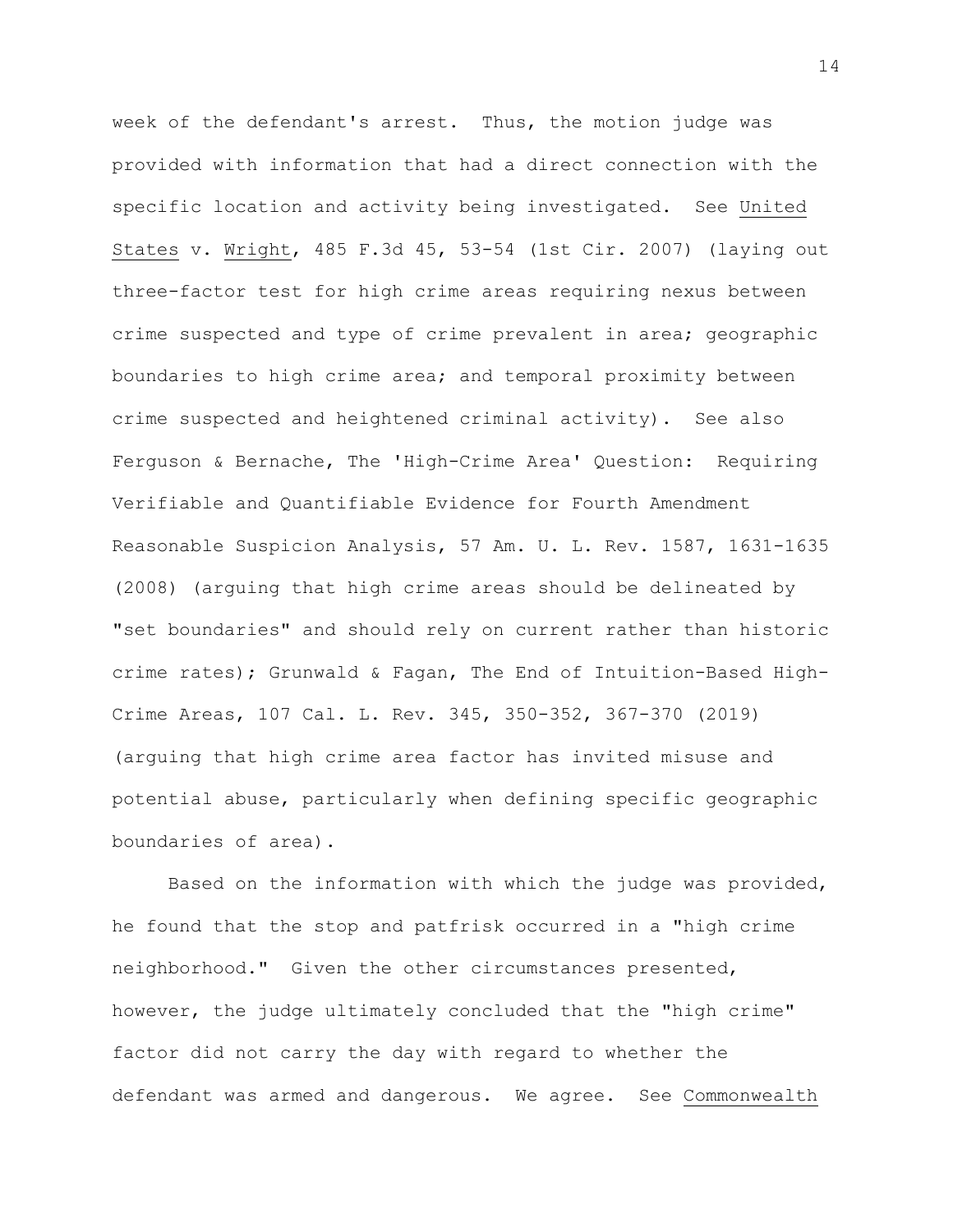week of the defendant's arrest. Thus, the motion judge was provided with information that had a direct connection with the specific location and activity being investigated. See United States v. Wright, 485 F.3d 45, 53-54 (1st Cir. 2007) (laying out three-factor test for high crime areas requiring nexus between crime suspected and type of crime prevalent in area; geographic boundaries to high crime area; and temporal proximity between crime suspected and heightened criminal activity). See also Ferguson & Bernache, The 'High-Crime Area' Question: Requiring Verifiable and Quantifiable Evidence for Fourth Amendment Reasonable Suspicion Analysis, 57 Am. U. L. Rev. 1587, 1631-1635 (2008) (arguing that high crime areas should be delineated by "set boundaries" and should rely on current rather than historic crime rates); Grunwald & Fagan, The End of Intuition-Based High-Crime Areas, 107 Cal. L. Rev. 345, 350-352, 367-370 (2019) (arguing that high crime area factor has invited misuse and potential abuse, particularly when defining specific geographic boundaries of area).

Based on the information with which the judge was provided, he found that the stop and patfrisk occurred in a "high crime neighborhood." Given the other circumstances presented, however, the judge ultimately concluded that the "high crime" factor did not carry the day with regard to whether the defendant was armed and dangerous. We agree. See Commonwealth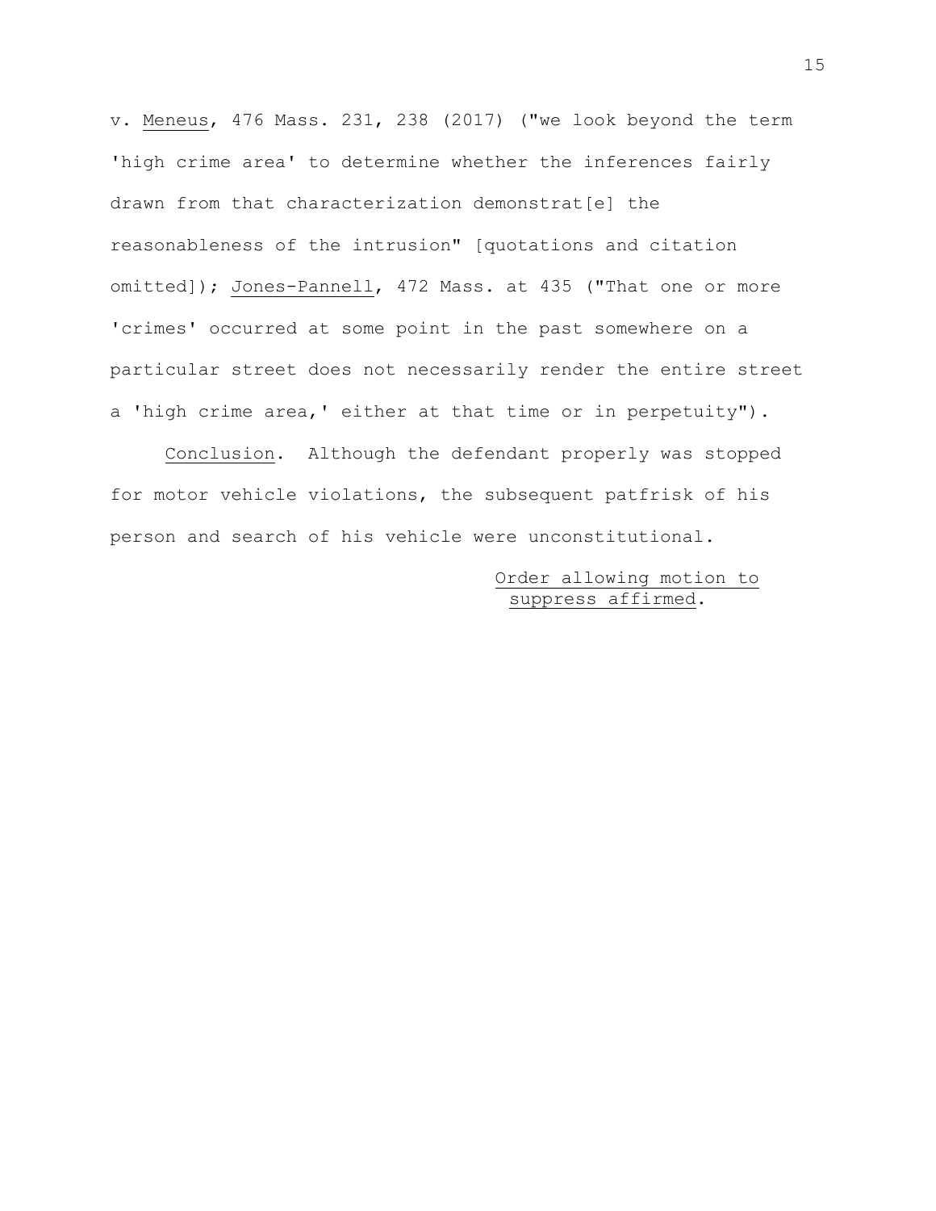v. _Meneus_, 476 Mass. 231, 238 (2017) ("we look beyond the term 'high crime area' to determine whether the inferences fairly drawn from that characterization demonstrat[e] the reasonableness of the intrusion" [quotations and citation omitted]); _Jones-Pannell_, 472 Mass. at 435 ("That one or more 'crimes' occurred at some point in the past somewhere on a particular street does not necessarily render the entire street a 'high crime area,' either at that time or in perpetuity").

_Conclusion_. Although the defendant properly was stopped for motor vehicle violations, the subsequent patfrisk of his person and search of his vehicle were unconstitutional.

_Order allowing motion to suppress affirmed_.